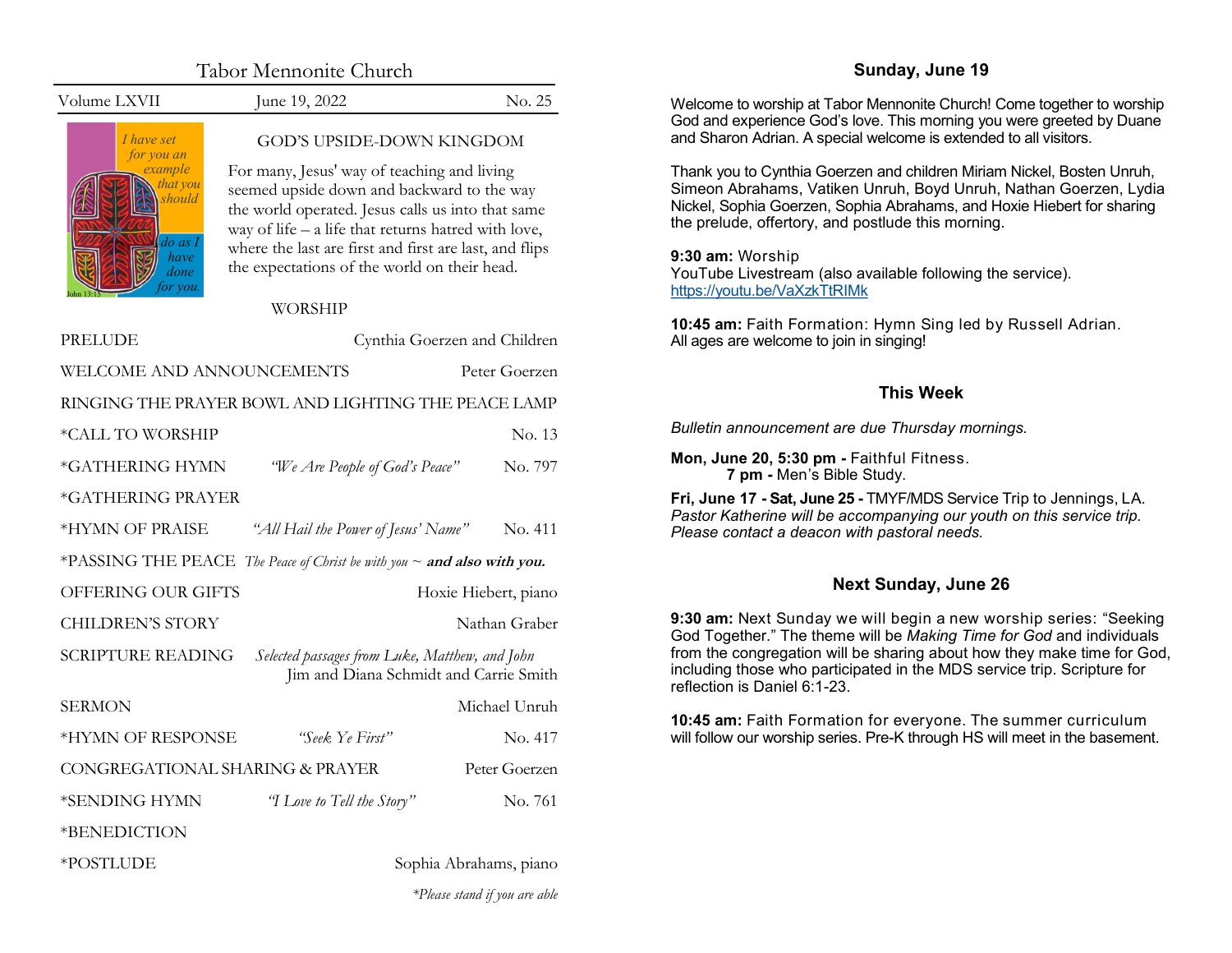# Tabor Mennonite Church

Volume LXVII | June 19, 2022 | No. 25

*I have set for you an example that you should do as I have done for you.* John 13:15

## GOD'S UPSIDE-DOWN KINGDOM

For many, Jesus' way of teaching and living seemed upside down and backward to the way the world operated. Jesus calls us into that same way of life – a life that returns hatred with love, where the last are first and first are last, and flips the expectations of the world on their head.

## WORSHIP

PRELUDE — Cynthia Goerzen and Children

WELCOME AND ANNOUNCEMENTS — Peter Goerzen

RINGING THE PRAYER BOWL AND LIGHTING THE PEACE LAMP

*CALL TO WORSHIP — No. 13

*GATHERING HYMN — *"We Are People of God's Peace"* — No. 797

*GATHERING PRAYER

*HYMN OF PRAISE — *"All Hail the Power of Jesus' Name"* — No. 411

*PASSING THE PEACE — *The Peace of Christ be with you ~* ***and also with you.***

OFFERING OUR GIFTS — Hoxie Hiebert, piano

CHILDREN'S STORY — Nathan Graber

SCRIPTURE READING — *Selected passages from Luke, Matthew, and John* — Jim and Diana Schmidt and Carrie Smith

SERMON — Michael Unruh

*HYMN OF RESPONSE — *"Seek Ye First"* — No. 417

CONGREGATIONAL SHARING & PRAYER — Peter Goerzen

*SENDING HYMN — *"I Love to Tell the Story"* — No. 761

*BENEDICTION

*POSTLUDE — Sophia Abrahams, piano

*\*Please stand if you are able*

## Sunday, June 19

Welcome to worship at Tabor Mennonite Church! Come together to worship God and experience God's love. This morning you were greeted by Duane and Sharon Adrian. A special welcome is extended to all visitors.

Thank you to Cynthia Goerzen and children Miriam Nickel, Bosten Unruh, Simeon Abrahams, Vatiken Unruh, Boyd Unruh, Nathan Goerzen, Lydia Nickel, Sophia Goerzen, Sophia Abrahams, and Hoxie Hiebert for sharing the prelude, offertory, and postlude this morning.

**9:30 am:** Worship
YouTube Livestream (also available following the service).
https://youtu.be/VaXzkTtRIMk

**10:45 am:** Faith Formation: Hymn Sing led by Russell Adrian. All ages are welcome to join in singing!

## This Week

*Bulletin announcement are due Thursday mornings.*

**Mon, June 20, 5:30 pm -** Faithful Fitness.
**7 pm -** Men's Bible Study.

**Fri, June 17 - Sat, June 25 -** TMYF/MDS Service Trip to Jennings, LA. *Pastor Katherine will be accompanying our youth on this service trip. Please contact a deacon with pastoral needs.*

## Next Sunday, June 26

**9:30 am:** Next Sunday we will begin a new worship series: "Seeking God Together." The theme will be *Making Time for God* and individuals from the congregation will be sharing about how they make time for God, including those who participated in the MDS service trip. Scripture for reflection is Daniel 6:1-23.

**10:45 am:** Faith Formation for everyone. The summer curriculum will follow our worship series. Pre-K through HS will meet in the basement.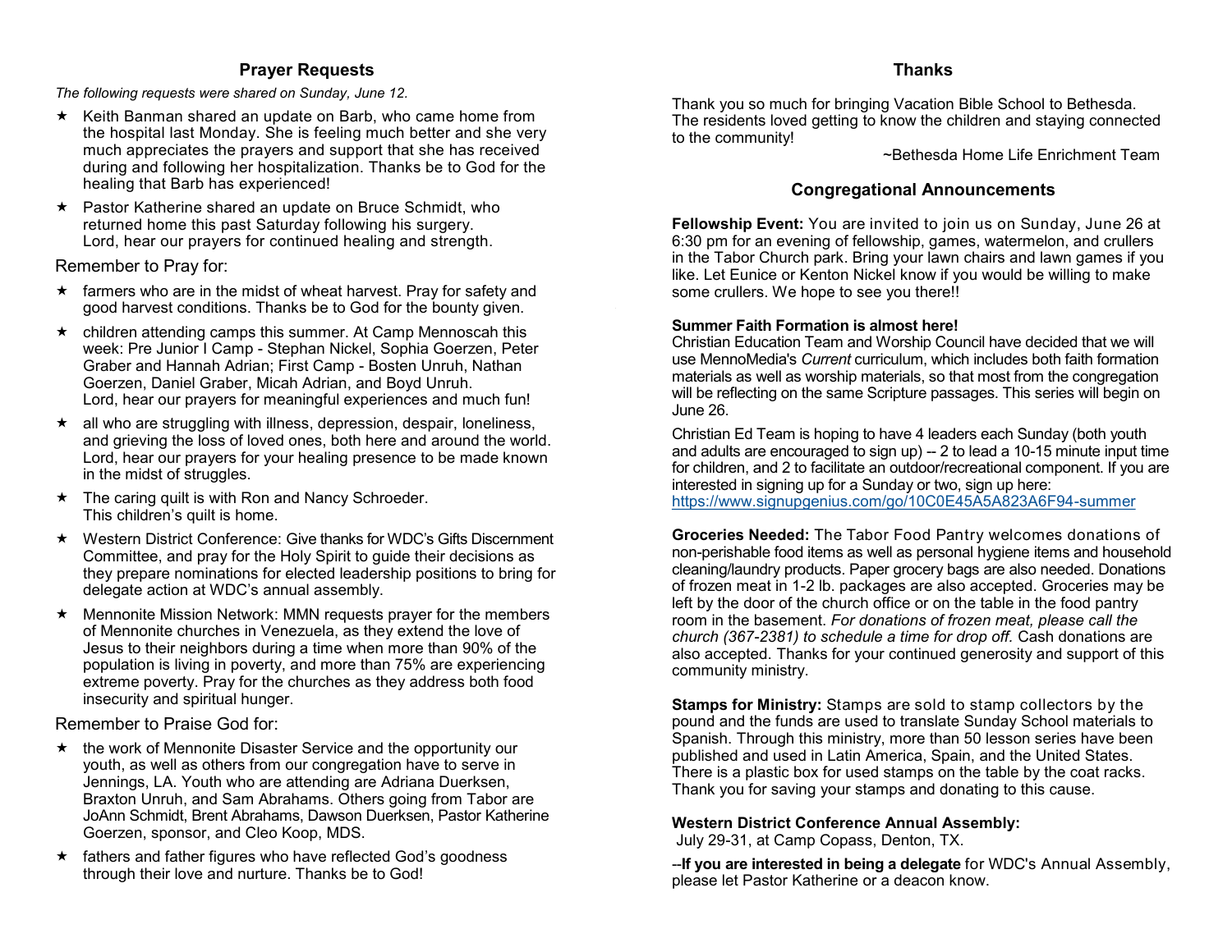## Prayer Requests

*The following requests were shared on Sunday, June 12.*

- Keith Banman shared an update on Barb, who came home from the hospital last Monday. She is feeling much better and she very much appreciates the prayers and support that she has received during and following her hospitalization. Thanks be to God for the healing that Barb has experienced!
- Pastor Katherine shared an update on Bruce Schmidt, who returned home this past Saturday following his surgery. Lord, hear our prayers for continued healing and strength.

Remember to Pray for:

- farmers who are in the midst of wheat harvest. Pray for safety and good harvest conditions. Thanks be to God for the bounty given.
- children attending camps this summer. At Camp Mennoscah this week: Pre Junior I Camp - Stephan Nickel, Sophia Goerzen, Peter Graber and Hannah Adrian; First Camp - Bosten Unruh, Nathan Goerzen, Daniel Graber, Micah Adrian, and Boyd Unruh. Lord, hear our prayers for meaningful experiences and much fun!
- all who are struggling with illness, depression, despair, loneliness, and grieving the loss of loved ones, both here and around the world. Lord, hear our prayers for your healing presence to be made known in the midst of struggles.
- The caring quilt is with Ron and Nancy Schroeder. This children's quilt is home.
- Western District Conference: Give thanks for WDC's Gifts Discernment Committee, and pray for the Holy Spirit to guide their decisions as they prepare nominations for elected leadership positions to bring for delegate action at WDC's annual assembly.
- Mennonite Mission Network: MMN requests prayer for the members of Mennonite churches in Venezuela, as they extend the love of Jesus to their neighbors during a time when more than 90% of the population is living in poverty, and more than 75% are experiencing extreme poverty. Pray for the churches as they address both food insecurity and spiritual hunger.

Remember to Praise God for:

- the work of Mennonite Disaster Service and the opportunity our youth, as well as others from our congregation have to serve in Jennings, LA. Youth who are attending are Adriana Duerksen, Braxton Unruh, and Sam Abrahams. Others going from Tabor are JoAnn Schmidt, Brent Abrahams, Dawson Duerksen, Pastor Katherine Goerzen, sponsor, and Cleo Koop, MDS.
- fathers and father figures who have reflected God's goodness through their love and nurture. Thanks be to God!

## Thanks

Thank you so much for bringing Vacation Bible School to Bethesda. The residents loved getting to know the children and staying connected to the community!

~Bethesda Home Life Enrichment Team

## Congregational Announcements

**Fellowship Event:** You are invited to join us on Sunday, June 26 at 6:30 pm for an evening of fellowship, games, watermelon, and crullers in the Tabor Church park. Bring your lawn chairs and lawn games if you like. Let Eunice or Kenton Nickel know if you would be willing to make some crullers. We hope to see you there!!

**Summer Faith Formation is almost here!**
Christian Education Team and Worship Council have decided that we will use MennoMedia's *Current* curriculum, which includes both faith formation materials as well as worship materials, so that most from the congregation will be reflecting on the same Scripture passages. This series will begin on June 26.

Christian Ed Team is hoping to have 4 leaders each Sunday (both youth and adults are encouraged to sign up) -- 2 to lead a 10-15 minute input time for children, and 2 to facilitate an outdoor/recreational component. If you are interested in signing up for a Sunday or two, sign up here: https://www.signupgenius.com/go/10C0E45A5A823A6F94-summer

**Groceries Needed:** The Tabor Food Pantry welcomes donations of non-perishable food items as well as personal hygiene items and household cleaning/laundry products. Paper grocery bags are also needed. Donations of frozen meat in 1-2 lb. packages are also accepted. Groceries may be left by the door of the church office or on the table in the food pantry room in the basement. *For donations of frozen meat, please call the church (367-2381) to schedule a time for drop off.* Cash donations are also accepted. Thanks for your continued generosity and support of this community ministry.

**Stamps for Ministry:** Stamps are sold to stamp collectors by the pound and the funds are used to translate Sunday School materials to Spanish. Through this ministry, more than 50 lesson series have been published and used in Latin America, Spain, and the United States. There is a plastic box for used stamps on the table by the coat racks. Thank you for saving your stamps and donating to this cause.

**Western District Conference Annual Assembly:**
July 29-31, at Camp Copass, Denton, TX.

--**If you are interested in being a delegate** for WDC's Annual Assembly, please let Pastor Katherine or a deacon know.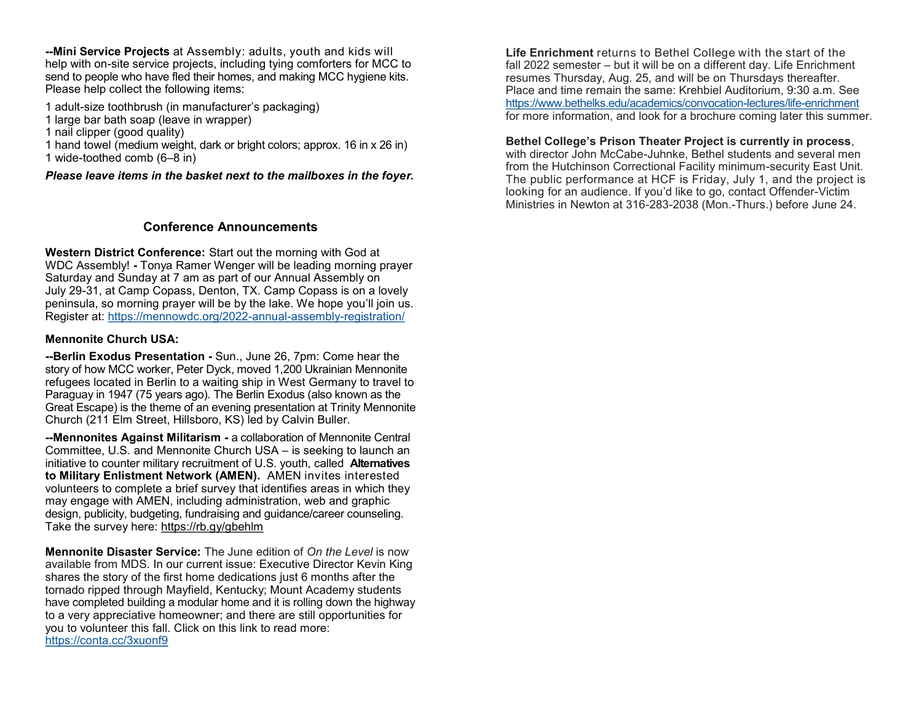**--Mini Service Projects** at Assembly: adults, youth and kids will help with on-site service projects, including tying comforters for MCC to send to people who have fled their homes, and making MCC hygiene kits. Please help collect the following items:

1 adult-size toothbrush (in manufacturer's packaging)
1 large bar bath soap (leave in wrapper)
1 nail clipper (good quality)
1 hand towel (medium weight, dark or bright colors; approx. 16 in x 26 in)
1 wide-toothed comb (6–8 in)

***Please leave items in the basket next to the mailboxes in the foyer.***

## Conference Announcements

**Western District Conference:** Start out the morning with God at WDC Assembly! **-** Tonya Ramer Wenger will be leading morning prayer Saturday and Sunday at 7 am as part of our Annual Assembly on July 29-31, at Camp Copass, Denton, TX. Camp Copass is on a lovely peninsula, so morning prayer will be by the lake. We hope you'll join us. Register at: https://mennowdc.org/2022-annual-assembly-registration/

**Mennonite Church USA:**

**--Berlin Exodus Presentation -** Sun., June 26, 7pm: Come hear the story of how MCC worker, Peter Dyck, moved 1,200 Ukrainian Mennonite refugees located in Berlin to a waiting ship in West Germany to travel to Paraguay in 1947 (75 years ago). The Berlin Exodus (also known as the Great Escape) is the theme of an evening presentation at Trinity Mennonite Church (211 Elm Street, Hillsboro, KS) led by Calvin Buller.

**--Mennonites Against Militarism -** a collaboration of Mennonite Central Committee, U.S. and Mennonite Church USA – is seeking to launch an initiative to counter military recruitment of U.S. youth, called **Alternatives to Military Enlistment Network (AMEN).** AMEN invites interested volunteers to complete a brief survey that identifies areas in which they may engage with AMEN, including administration, web and graphic design, publicity, budgeting, fundraising and guidance/career counseling. Take the survey here: https://rb.gy/gbehlm

**Mennonite Disaster Service:** The June edition of *On the Level* is now available from MDS. In our current issue: Executive Director Kevin King shares the story of the first home dedications just 6 months after the tornado ripped through Mayfield, Kentucky; Mount Academy students have completed building a modular home and it is rolling down the highway to a very appreciative homeowner; and there are still opportunities for you to volunteer this fall. Click on this link to read more: https://conta.cc/3xuonf9

**Life Enrichment** returns to Bethel College with the start of the fall 2022 semester – but it will be on a different day. Life Enrichment resumes Thursday, Aug. 25, and will be on Thursdays thereafter. Place and time remain the same: Krehbiel Auditorium, 9:30 a.m. See https://www.bethelks.edu/academics/convocation-lectures/life-enrichment for more information, and look for a brochure coming later this summer.

**Bethel College's Prison Theater Project is currently in process**, with director John McCabe-Juhnke, Bethel students and several men from the Hutchinson Correctional Facility minimum-security East Unit. The public performance at HCF is Friday, July 1, and the project is looking for an audience. If you'd like to go, contact Offender-Victim Ministries in Newton at 316-283-2038 (Mon.-Thurs.) before June 24.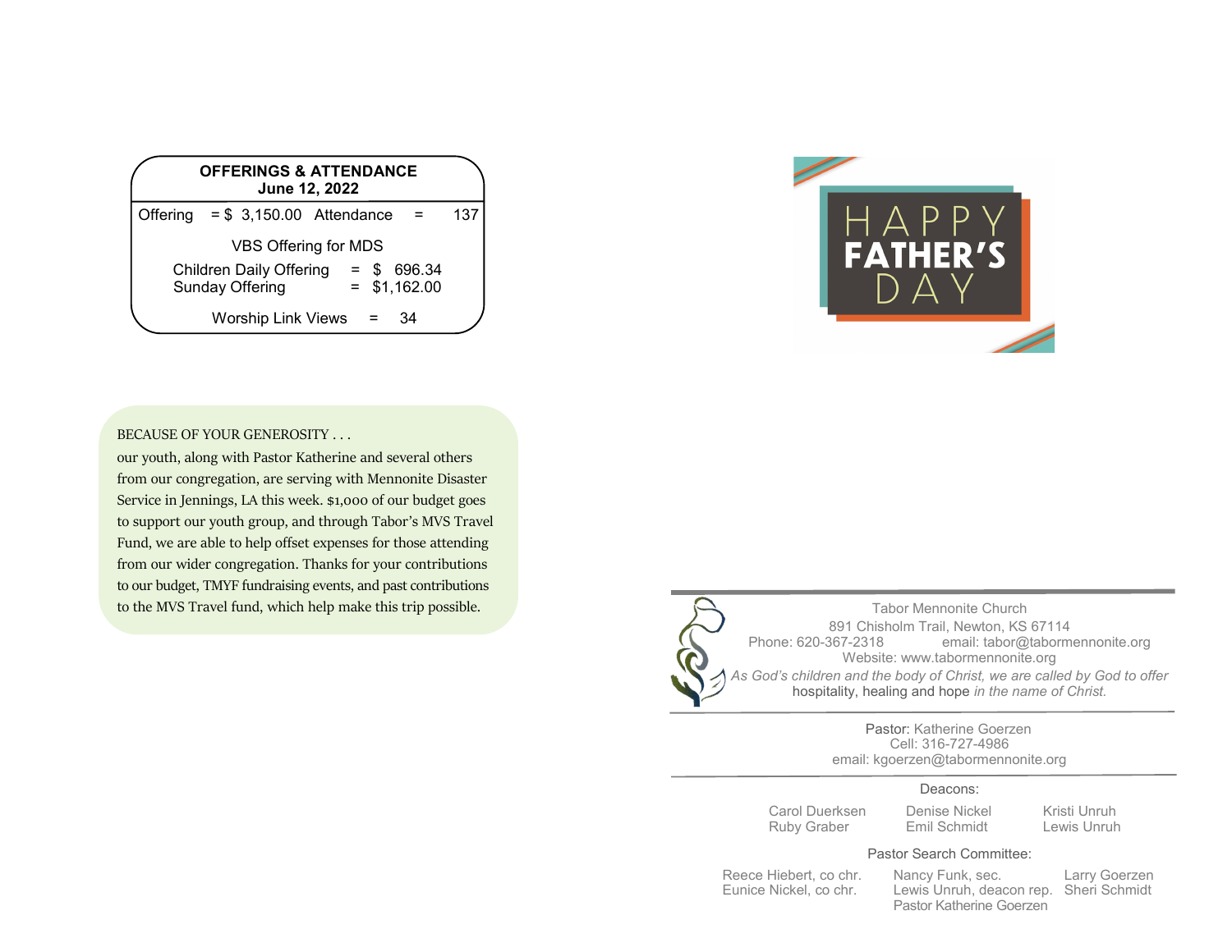**OFFERINGS & ATTENDANCE**
**June 12, 2022**

Offering = $ 3,150.00 Attendance = 137

VBS Offering for MDS

Children Daily Offering = $ 696.34
Sunday Offering = $1,162.00

Worship Link Views = 34

BECAUSE OF YOUR GENEROSITY . . .
our youth, along with Pastor Katherine and several others from our congregation, are serving with Mennonite Disaster Service in Jennings, LA this week. $1,000 of our budget goes to support our youth group, and through Tabor's MVS Travel Fund, we are able to help offset expenses for those attending from our wider congregation. Thanks for your contributions to our budget, TMYF fundraising events, and past contributions to the MVS Travel fund, which help make this trip possible.

HAPPY **FATHER'S** DAY

Tabor Mennonite Church
891 Chisholm Trail, Newton, KS 67114
Phone: 620-367-2318 email: tabor@tabormennonite.org
Website: www.tabormennonite.org
*As God's children and the body of Christ, we are called by God to offer* hospitality, healing and hope *in the name of Christ.*

Pastor: Katherine Goerzen
Cell: 316-727-4986
email: kgoerzen@tabormennonite.org

Deacons:

Carol Duerksen
Ruby Graber
Denise Nickel
Emil Schmidt
Kristi Unruh
Lewis Unruh

Pastor Search Committee:

Reece Hiebert, co chr.
Eunice Nickel, co chr.
Nancy Funk, sec.
Lewis Unruh, deacon rep.
Pastor Katherine Goerzen
Larry Goerzen
Sheri Schmidt